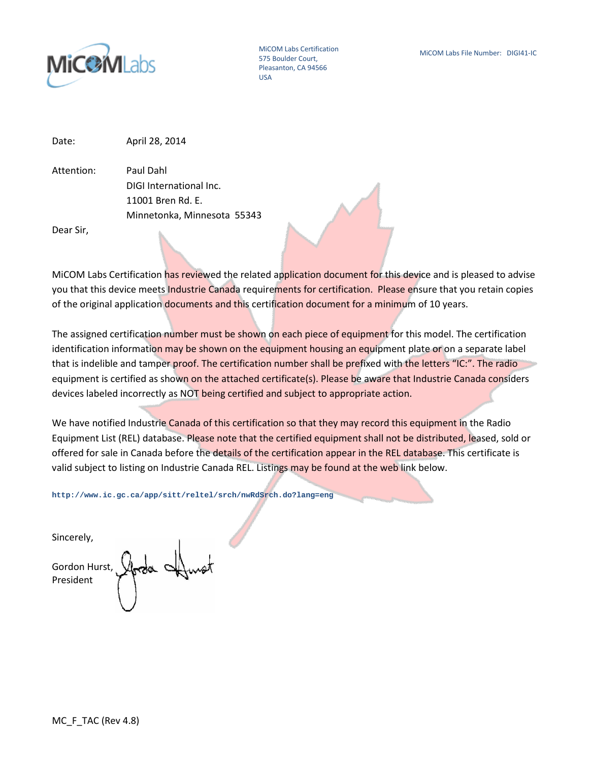MiCOM Labs Certification
575 Boulder Court,
Pleasanton, CA 94566
USA

MiCOM Labs File Number: DIGI41-IC

Date: April 28, 2014

Attention: Paul Dahl
DIGI International Inc.
11001 Bren Rd. E.
Minnetonka, Minnesota 55343

Dear Sir,

MiCOM Labs Certification has reviewed the related application document for this device and is pleased to advise you that this device meets Industrie Canada requirements for certification. Please ensure that you retain copies of the original application documents and this certification document for a minimum of 10 years.

The assigned certification number must be shown on each piece of equipment for this model. The certification identification information may be shown on the equipment housing an equipment plate or on a separate label that is indelible and tamper proof. The certification number shall be prefixed with the letters "IC:". The radio equipment is certified as shown on the attached certificate(s). Please be aware that Industrie Canada considers devices labeled incorrectly as NOT being certified and subject to appropriate action.

We have notified Industrie Canada of this certification so that they may record this equipment in the Radio Equipment List (REL) database. Please note that the certified equipment shall not be distributed, leased, sold or offered for sale in Canada before the details of the certification appear in the REL database. This certificate is valid subject to listing on Industrie Canada REL. Listings may be found at the web link below.

http://www.ic.gc.ca/app/sitt/reltel/srch/nwRdSrch.do?lang=eng

Sincerely,

Gordon Hurst,
President

MC_F_TAC (Rev 4.8)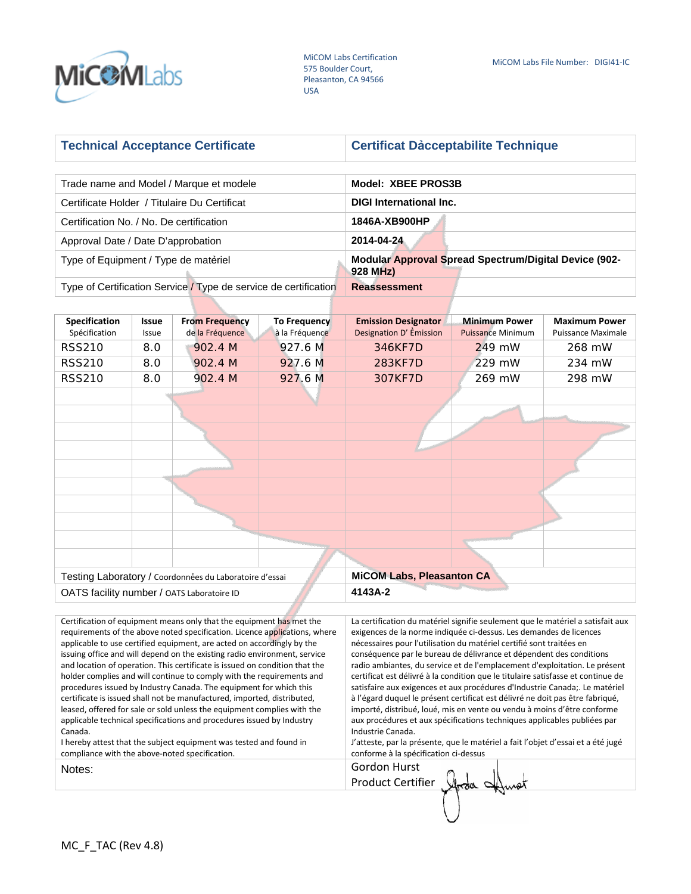MiCOM Labs Certification
575 Boulder Court,
Pleasanton, CA 94566
USA

MiCOM Labs File Number: DIGI41-IC

| Technical Acceptance Certificate | Certificat Dàcceptabilite Technique |
|---|---|

| | |
|---|---|
| Trade name and Model / Marque et modele | **Model: XBEE PROS3B** |
| Certificate Holder / Titulaire Du Certificat | **DIGI International Inc.** |
| Certification No. / No. De certification | **1846A-XB900HP** |
| Approval Date / Date D'approbation | **2014-04-24** |
| Type of Equipment / Type de matériel | **Modular Approval Spread Spectrum/Digital Device (902-928 MHz)** |
| Type of Certification Service / Type de service de certification | **Reassessment** |

| Specification Spécification | Issue Issue | From Frequency de la Fréquence | To Frequency à la Fréquence | Emission Designator Designation D' Émission | Minimum Power Puissance Minimum | Maximum Power Puissance Maximale |
|---|---|---|---|---|---|---|
| RSS210 | 8.0 | 902.4 M | 927.6 M | 346KF7D | 249 mW | 268 mW |
| RSS210 | 8.0 | 902.4 M | 927.6 M | 283KF7D | 229 mW | 234 mW |
| RSS210 | 8.0 | 902.4 M | 927.6 M | 307KF7D | 269 mW | 298 mW |

| | |
|---|---|
| Testing Laboratory / Coordonnées du Laboratoire d'essai | **MiCOM Labs, Pleasanton CA** |
| OATS facility number / OATS Laboratoire ID | **4143A-2** |

Certification of equipment means only that the equipment has met the requirements of the above noted specification. Licence applications, where applicable to use certified equipment, are acted on accordingly by the issuing office and will depend on the existing radio environment, service and location of operation. This certificate is issued on condition that the holder complies and will continue to comply with the requirements and procedures issued by Industry Canada. The equipment for which this certificate is issued shall not be manufactured, imported, distributed, leased, offered for sale or sold unless the equipment complies with the applicable technical specifications and procedures issued by Industry Canada.
I hereby attest that the subject equipment was tested and found in compliance with the above-noted specification.

La certification du matériel signifie seulement que le matériel a satisfait aux exigences de la norme indiquée ci-dessus. Les demandes de licences nécessaires pour l'utilisation du matériel certifié sont traitées en conséquence par le bureau de délivrance et dépendent des conditions radio ambiantes, du service et de l'emplacement d'exploitation. Le présent certificat est délivré à la condition que le titulaire satisfasse et continue de satisfaire aux exigences et aux procédures d'Industrie Canada;. Le matériel à l'égard duquel le présent certificat est délivré ne doit pas être fabriqué, importé, distribué, loué, mis en vente ou vendu à moins d'être conforme aux procédures et aux spécifications techniques applicables publiées par Industrie Canada.
J'atteste, par la présente, que le matériel a fait l'objet d'essai et a été jugé conforme à la spécification ci-dessus

Notes:

Gordon Hurst
Product Certifier

MC_F_TAC (Rev 4.8)